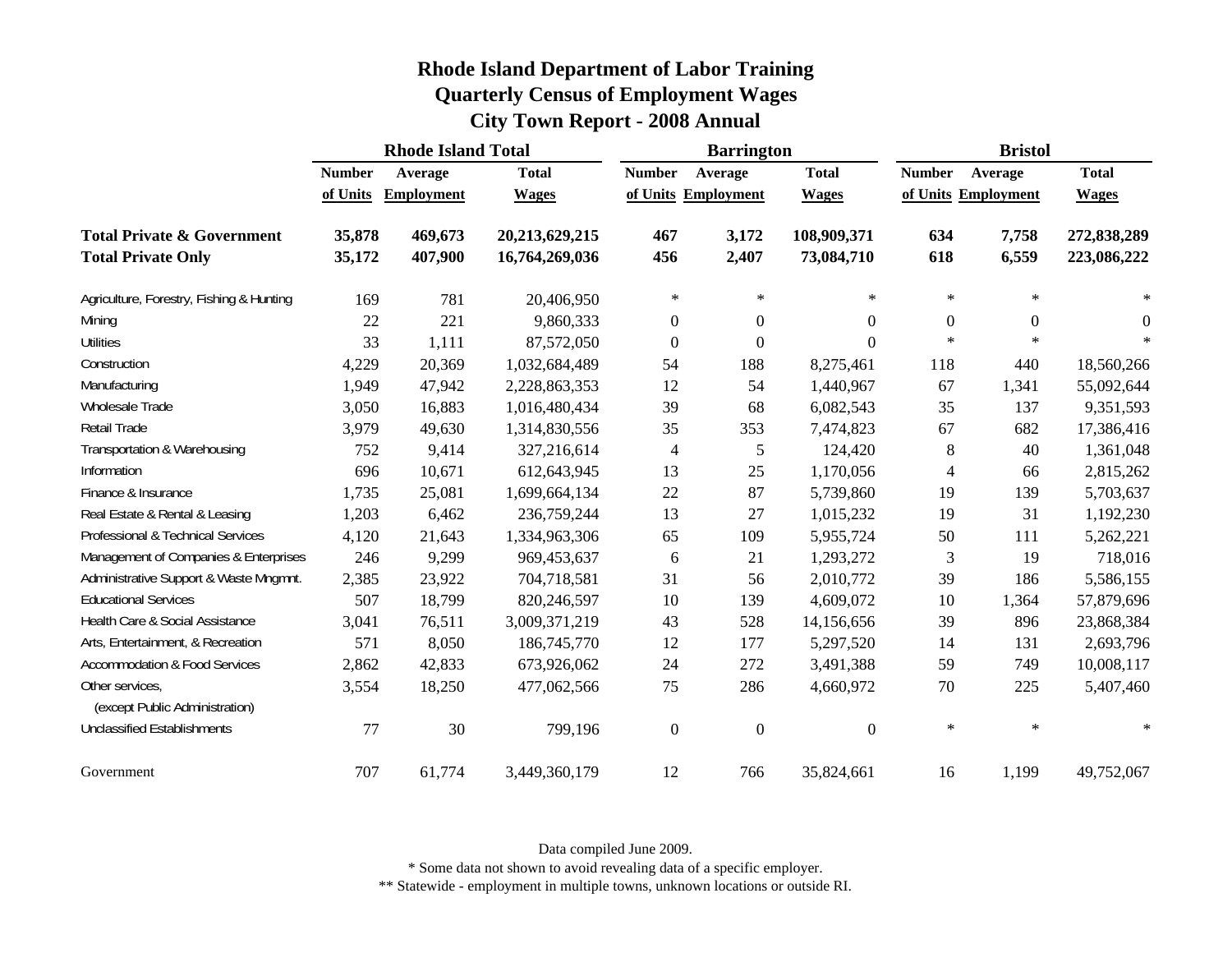# Rhode Island Department of Labor Training
## Quarterly Census of Employment Wages
## City Town Report - 2008 Annual

| | Rhode Island Total | | | Barrington | | | Bristol | | |
|---|---|---|---|---|---|---|---|---|---|
| | Number of Units | Average Employment | Total Wages | Number of Units | Average Employment | Total Wages | Number of Units | Average Employment | Total Wages |
| **Total Private & Government** | **35,878** | **469,673** | **20,213,629,215** | **467** | **3,172** | **108,909,371** | **634** | **7,758** | **272,838,289** |
| **Total Private Only** | **35,172** | **407,900** | **16,764,269,036** | **456** | **2,407** | **73,084,710** | **618** | **6,559** | **223,086,222** |
| Agriculture, Forestry, Fishing & Hunting | 169 | 781 | 20,406,950 | * | * | * | * | * | * |
| Mining | 22 | 221 | 9,860,333 | 0 | 0 | 0 | 0 | 0 | 0 |
| Utilities | 33 | 1,111 | 87,572,050 | 0 | 0 | 0 | * | * | * |
| Construction | 4,229 | 20,369 | 1,032,684,489 | 54 | 188 | 8,275,461 | 118 | 440 | 18,560,266 |
| Manufacturing | 1,949 | 47,942 | 2,228,863,353 | 12 | 54 | 1,440,967 | 67 | 1,341 | 55,092,644 |
| Wholesale Trade | 3,050 | 16,883 | 1,016,480,434 | 39 | 68 | 6,082,543 | 35 | 137 | 9,351,593 |
| Retail Trade | 3,979 | 49,630 | 1,314,830,556 | 35 | 353 | 7,474,823 | 67 | 682 | 17,386,416 |
| Transportation & Warehousing | 752 | 9,414 | 327,216,614 | 4 | 5 | 124,420 | 8 | 40 | 1,361,048 |
| Information | 696 | 10,671 | 612,643,945 | 13 | 25 | 1,170,056 | 4 | 66 | 2,815,262 |
| Finance & Insurance | 1,735 | 25,081 | 1,699,664,134 | 22 | 87 | 5,739,860 | 19 | 139 | 5,703,637 |
| Real Estate & Rental & Leasing | 1,203 | 6,462 | 236,759,244 | 13 | 27 | 1,015,232 | 19 | 31 | 1,192,230 |
| Professional & Technical Services | 4,120 | 21,643 | 1,334,963,306 | 65 | 109 | 5,955,724 | 50 | 111 | 5,262,221 |
| Management of Companies & Enterprises | 246 | 9,299 | 969,453,637 | 6 | 21 | 1,293,272 | 3 | 19 | 718,016 |
| Administrative Support & Waste Mngmnt. | 2,385 | 23,922 | 704,718,581 | 31 | 56 | 2,010,772 | 39 | 186 | 5,586,155 |
| Educational Services | 507 | 18,799 | 820,246,597 | 10 | 139 | 4,609,072 | 10 | 1,364 | 57,879,696 |
| Health Care & Social Assistance | 3,041 | 76,511 | 3,009,371,219 | 43 | 528 | 14,156,656 | 39 | 896 | 23,868,384 |
| Arts, Entertainment, & Recreation | 571 | 8,050 | 186,745,770 | 12 | 177 | 5,297,520 | 14 | 131 | 2,693,796 |
| Accommodation & Food Services | 2,862 | 42,833 | 673,926,062 | 24 | 272 | 3,491,388 | 59 | 749 | 10,008,117 |
| Other services, (except Public Administration) | 3,554 | 18,250 | 477,062,566 | 75 | 286 | 4,660,972 | 70 | 225 | 5,407,460 |
| Unclassified Establishments | 77 | 30 | 799,196 | 0 | 0 | 0 | * | * | * |
| Government | 707 | 61,774 | 3,449,360,179 | 12 | 766 | 35,824,661 | 16 | 1,199 | 49,752,067 |

Data compiled June 2009.

* Some data not shown to avoid revealing data of a specific employer.

** Statewide - employment in multiple towns, unknown locations or outside RI.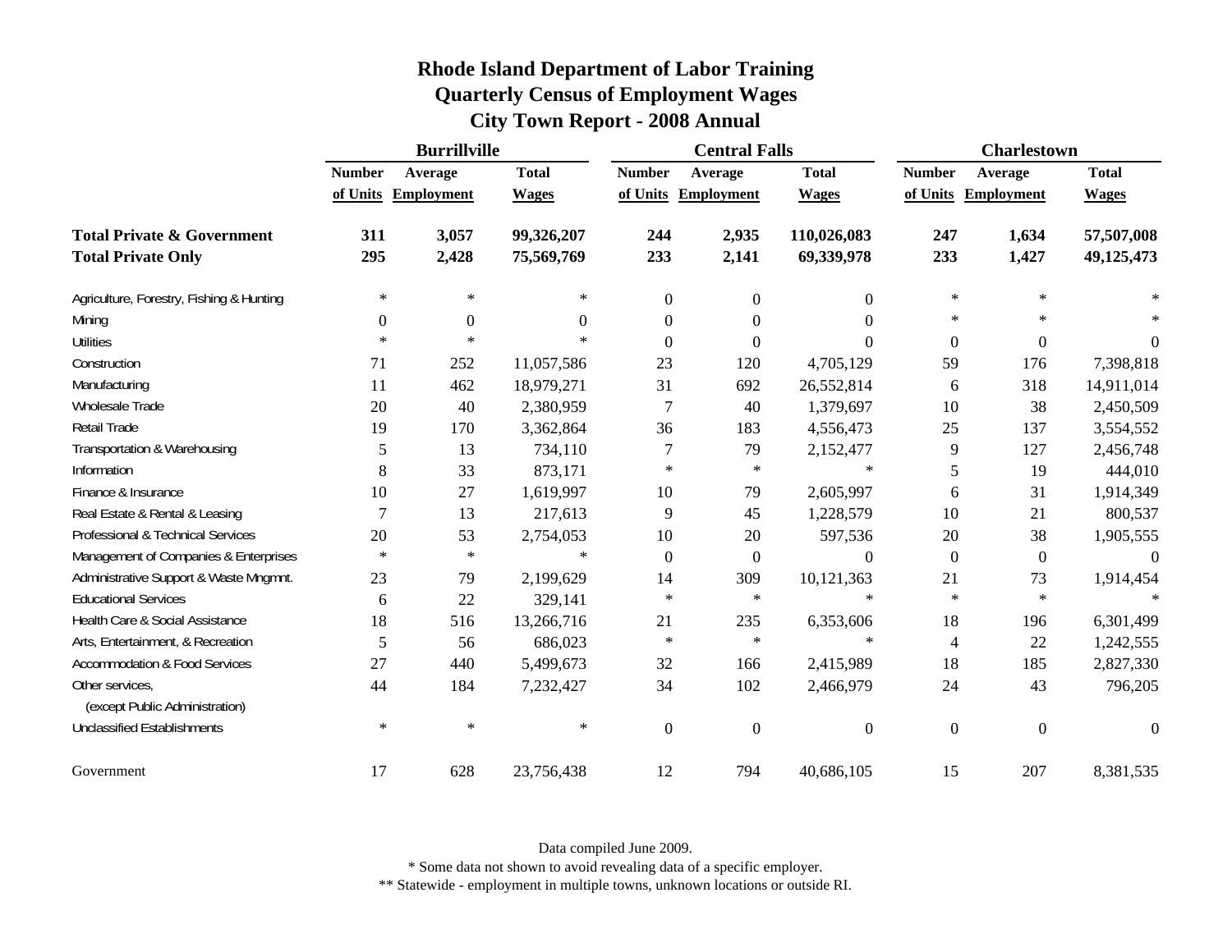# Rhode Island Department of Labor Training
## Quarterly Census of Employment Wages
## City Town Report - 2008 Annual

| | Burrillville | | | Central Falls | | | Charlestown | | |
|---|---|---|---|---|---|---|---|---|---|
| | Number of Units | Average Employment | Total Wages | Number of Units | Average Employment | Total Wages | Number of Units | Average Employment | Total Wages |
| **Total Private & Government** | **311** | **3,057** | **99,326,207** | **244** | **2,935** | **110,026,083** | **247** | **1,634** | **57,507,008** |
| **Total Private Only** | **295** | **2,428** | **75,569,769** | **233** | **2,141** | **69,339,978** | **233** | **1,427** | **49,125,473** |
| Agriculture, Forestry, Fishing & Hunting | * | * | * | 0 | 0 | 0 | * | * | * |
| Mining | 0 | 0 | 0 | 0 | 0 | 0 | * | * | * |
| Utilities | * | * | * | 0 | 0 | 0 | 0 | 0 | 0 |
| Construction | 71 | 252 | 11,057,586 | 23 | 120 | 4,705,129 | 59 | 176 | 7,398,818 |
| Manufacturing | 11 | 462 | 18,979,271 | 31 | 692 | 26,552,814 | 6 | 318 | 14,911,014 |
| Wholesale Trade | 20 | 40 | 2,380,959 | 7 | 40 | 1,379,697 | 10 | 38 | 2,450,509 |
| Retail Trade | 19 | 170 | 3,362,864 | 36 | 183 | 4,556,473 | 25 | 137 | 3,554,552 |
| Transportation & Warehousing | 5 | 13 | 734,110 | 7 | 79 | 2,152,477 | 9 | 127 | 2,456,748 |
| Information | 8 | 33 | 873,171 | * | * | * | 5 | 19 | 444,010 |
| Finance & Insurance | 10 | 27 | 1,619,997 | 10 | 79 | 2,605,997 | 6 | 31 | 1,914,349 |
| Real Estate & Rental & Leasing | 7 | 13 | 217,613 | 9 | 45 | 1,228,579 | 10 | 21 | 800,537 |
| Professional & Technical Services | 20 | 53 | 2,754,053 | 10 | 20 | 597,536 | 20 | 38 | 1,905,555 |
| Management of Companies & Enterprises | * | * | * | 0 | 0 | 0 | 0 | 0 | 0 |
| Administrative Support & Waste Mngmnt. | 23 | 79 | 2,199,629 | 14 | 309 | 10,121,363 | 21 | 73 | 1,914,454 |
| Educational Services | 6 | 22 | 329,141 | * | * | * | * | * | * |
| Health Care & Social Assistance | 18 | 516 | 13,266,716 | 21 | 235 | 6,353,606 | 18 | 196 | 6,301,499 |
| Arts, Entertainment, & Recreation | 5 | 56 | 686,023 | * | * | * | 4 | 22 | 1,242,555 |
| Accommodation & Food Services | 27 | 440 | 5,499,673 | 32 | 166 | 2,415,989 | 18 | 185 | 2,827,330 |
| Other services, (except Public Administration) | 44 | 184 | 7,232,427 | 34 | 102 | 2,466,979 | 24 | 43 | 796,205 |
| Unclassified Establishments | * | * | * | 0 | 0 | 0 | 0 | 0 | 0 |
| Government | 17 | 628 | 23,756,438 | 12 | 794 | 40,686,105 | 15 | 207 | 8,381,535 |

Data compiled June 2009.

* Some data not shown to avoid revealing data of a specific employer.

** Statewide - employment in multiple towns, unknown locations or outside RI.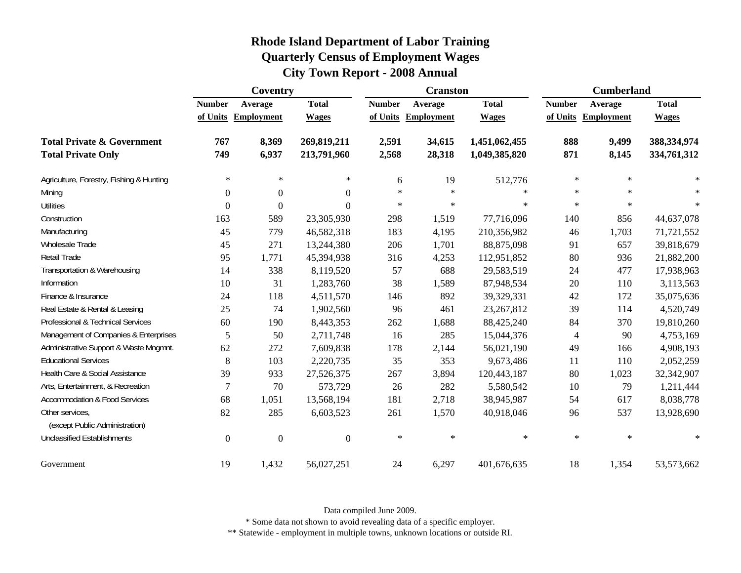# Rhode Island Department of Labor Training
## Quarterly Census of Employment Wages
## City Town Report - 2008 Annual

| | Coventry | | | Cranston | | | Cumberland | | |
|---|---|---|---|---|---|---|---|---|---|
| | Number of Units | Average Employment | Total Wages | Number of Units | Average Employment | Total Wages | Number of Units | Average Employment | Total Wages |
| **Total Private & Government** | **767** | **8,369** | **269,819,211** | **2,591** | **34,615** | **1,451,062,455** | **888** | **9,499** | **388,334,974** |
| **Total Private Only** | **749** | **6,937** | **213,791,960** | **2,568** | **28,318** | **1,049,385,820** | **871** | **8,145** | **334,761,312** |
| Agriculture, Forestry, Fishing & Hunting | * | * | * | 6 | 19 | 512,776 | * | * | * |
| Mining | 0 | 0 | 0 | * | * | * | * | * | * |
| Utilities | 0 | 0 | 0 | * | * | * | * | * | * |
| Construction | 163 | 589 | 23,305,930 | 298 | 1,519 | 77,716,096 | 140 | 856 | 44,637,078 |
| Manufacturing | 45 | 779 | 46,582,318 | 183 | 4,195 | 210,356,982 | 46 | 1,703 | 71,721,552 |
| Wholesale Trade | 45 | 271 | 13,244,380 | 206 | 1,701 | 88,875,098 | 91 | 657 | 39,818,679 |
| Retail Trade | 95 | 1,771 | 45,394,938 | 316 | 4,253 | 112,951,852 | 80 | 936 | 21,882,200 |
| Transportation & Warehousing | 14 | 338 | 8,119,520 | 57 | 688 | 29,583,519 | 24 | 477 | 17,938,963 |
| Information | 10 | 31 | 1,283,760 | 38 | 1,589 | 87,948,534 | 20 | 110 | 3,113,563 |
| Finance & Insurance | 24 | 118 | 4,511,570 | 146 | 892 | 39,329,331 | 42 | 172 | 35,075,636 |
| Real Estate & Rental & Leasing | 25 | 74 | 1,902,560 | 96 | 461 | 23,267,812 | 39 | 114 | 4,520,749 |
| Professional & Technical Services | 60 | 190 | 8,443,353 | 262 | 1,688 | 88,425,240 | 84 | 370 | 19,810,260 |
| Management of Companies & Enterprises | 5 | 50 | 2,711,748 | 16 | 285 | 15,044,376 | 4 | 90 | 4,753,169 |
| Administrative Support & Waste Mngmnt. | 62 | 272 | 7,609,838 | 178 | 2,144 | 56,021,190 | 49 | 166 | 4,908,193 |
| Educational Services | 8 | 103 | 2,220,735 | 35 | 353 | 9,673,486 | 11 | 110 | 2,052,259 |
| Health Care & Social Assistance | 39 | 933 | 27,526,375 | 267 | 3,894 | 120,443,187 | 80 | 1,023 | 32,342,907 |
| Arts, Entertainment, & Recreation | 7 | 70 | 573,729 | 26 | 282 | 5,580,542 | 10 | 79 | 1,211,444 |
| Accommodation & Food Services | 68 | 1,051 | 13,568,194 | 181 | 2,718 | 38,945,987 | 54 | 617 | 8,038,778 |
| Other services, (except Public Administration) | 82 | 285 | 6,603,523 | 261 | 1,570 | 40,918,046 | 96 | 537 | 13,928,690 |
| Unclassified Establishments | 0 | 0 | 0 | * | * | * | * | * | * |
| Government | 19 | 1,432 | 56,027,251 | 24 | 6,297 | 401,676,635 | 18 | 1,354 | 53,573,662 |

Data compiled June 2009.

* Some data not shown to avoid revealing data of a specific employer.

** Statewide - employment in multiple towns, unknown locations or outside RI.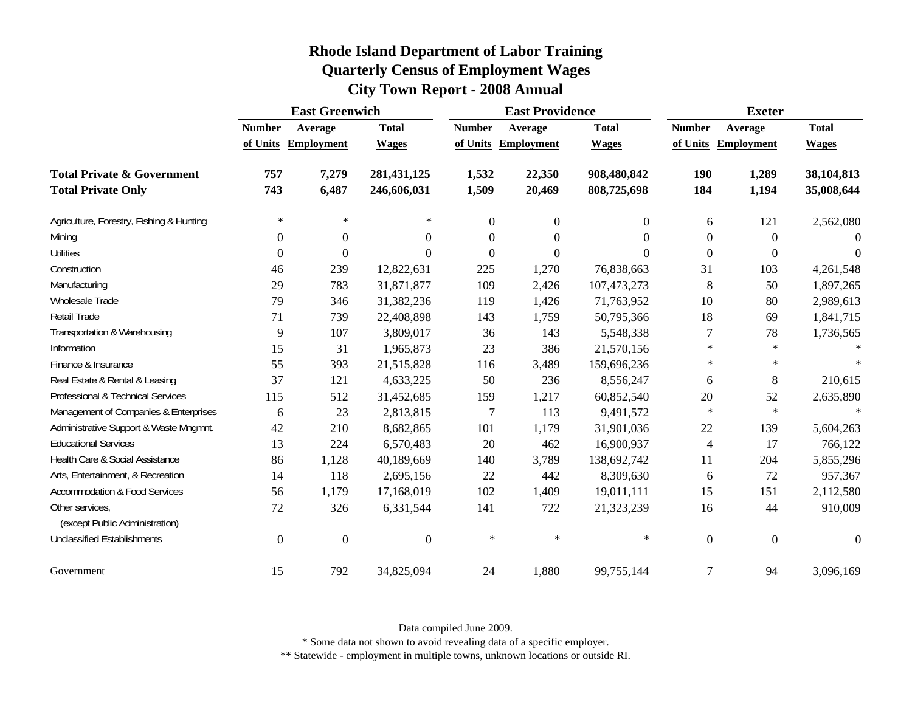# Rhode Island Department of Labor Training
## Quarterly Census of Employment Wages
## City Town Report - 2008 Annual

| | East Greenwich | | | East Providence | | | Exeter | | |
|---|---|---|---|---|---|---|---|---|---|
| | Number of Units | Average Employment | Total Wages | Number of Units | Average Employment | Total Wages | Number of Units | Average Employment | Total Wages |
| **Total Private & Government** | **757** | **7,279** | **281,431,125** | **1,532** | **22,350** | **908,480,842** | **190** | **1,289** | **38,104,813** |
| **Total Private Only** | **743** | **6,487** | **246,606,031** | **1,509** | **20,469** | **808,725,698** | **184** | **1,194** | **35,008,644** |
| Agriculture, Forestry, Fishing & Hunting | * | * | * | 0 | 0 | 0 | 6 | 121 | 2,562,080 |
| Mining | 0 | 0 | 0 | 0 | 0 | 0 | 0 | 0 | 0 |
| Utilities | 0 | 0 | 0 | 0 | 0 | 0 | 0 | 0 | 0 |
| Construction | 46 | 239 | 12,822,631 | 225 | 1,270 | 76,838,663 | 31 | 103 | 4,261,548 |
| Manufacturing | 29 | 783 | 31,871,877 | 109 | 2,426 | 107,473,273 | 8 | 50 | 1,897,265 |
| Wholesale Trade | 79 | 346 | 31,382,236 | 119 | 1,426 | 71,763,952 | 10 | 80 | 2,989,613 |
| Retail Trade | 71 | 739 | 22,408,898 | 143 | 1,759 | 50,795,366 | 18 | 69 | 1,841,715 |
| Transportation & Warehousing | 9 | 107 | 3,809,017 | 36 | 143 | 5,548,338 | 7 | 78 | 1,736,565 |
| Information | 15 | 31 | 1,965,873 | 23 | 386 | 21,570,156 | * | * | * |
| Finance & Insurance | 55 | 393 | 21,515,828 | 116 | 3,489 | 159,696,236 | * | * | * |
| Real Estate & Rental & Leasing | 37 | 121 | 4,633,225 | 50 | 236 | 8,556,247 | 6 | 8 | 210,615 |
| Professional & Technical Services | 115 | 512 | 31,452,685 | 159 | 1,217 | 60,852,540 | 20 | 52 | 2,635,890 |
| Management of Companies & Enterprises | 6 | 23 | 2,813,815 | 7 | 113 | 9,491,572 | * | * | * |
| Administrative Support & Waste Mngmnt. | 42 | 210 | 8,682,865 | 101 | 1,179 | 31,901,036 | 22 | 139 | 5,604,263 |
| Educational Services | 13 | 224 | 6,570,483 | 20 | 462 | 16,900,937 | 4 | 17 | 766,122 |
| Health Care & Social Assistance | 86 | 1,128 | 40,189,669 | 140 | 3,789 | 138,692,742 | 11 | 204 | 5,855,296 |
| Arts, Entertainment, & Recreation | 14 | 118 | 2,695,156 | 22 | 442 | 8,309,630 | 6 | 72 | 957,367 |
| Accommodation & Food Services | 56 | 1,179 | 17,168,019 | 102 | 1,409 | 19,011,111 | 15 | 151 | 2,112,580 |
| Other services, (except Public Administration) | 72 | 326 | 6,331,544 | 141 | 722 | 21,323,239 | 16 | 44 | 910,009 |
| Unclassified Establishments | 0 | 0 | 0 | * | * | * | 0 | 0 | 0 |
| Government | 15 | 792 | 34,825,094 | 24 | 1,880 | 99,755,144 | 7 | 94 | 3,096,169 |

Data compiled June 2009.

* Some data not shown to avoid revealing data of a specific employer.

** Statewide - employment in multiple towns, unknown locations or outside RI.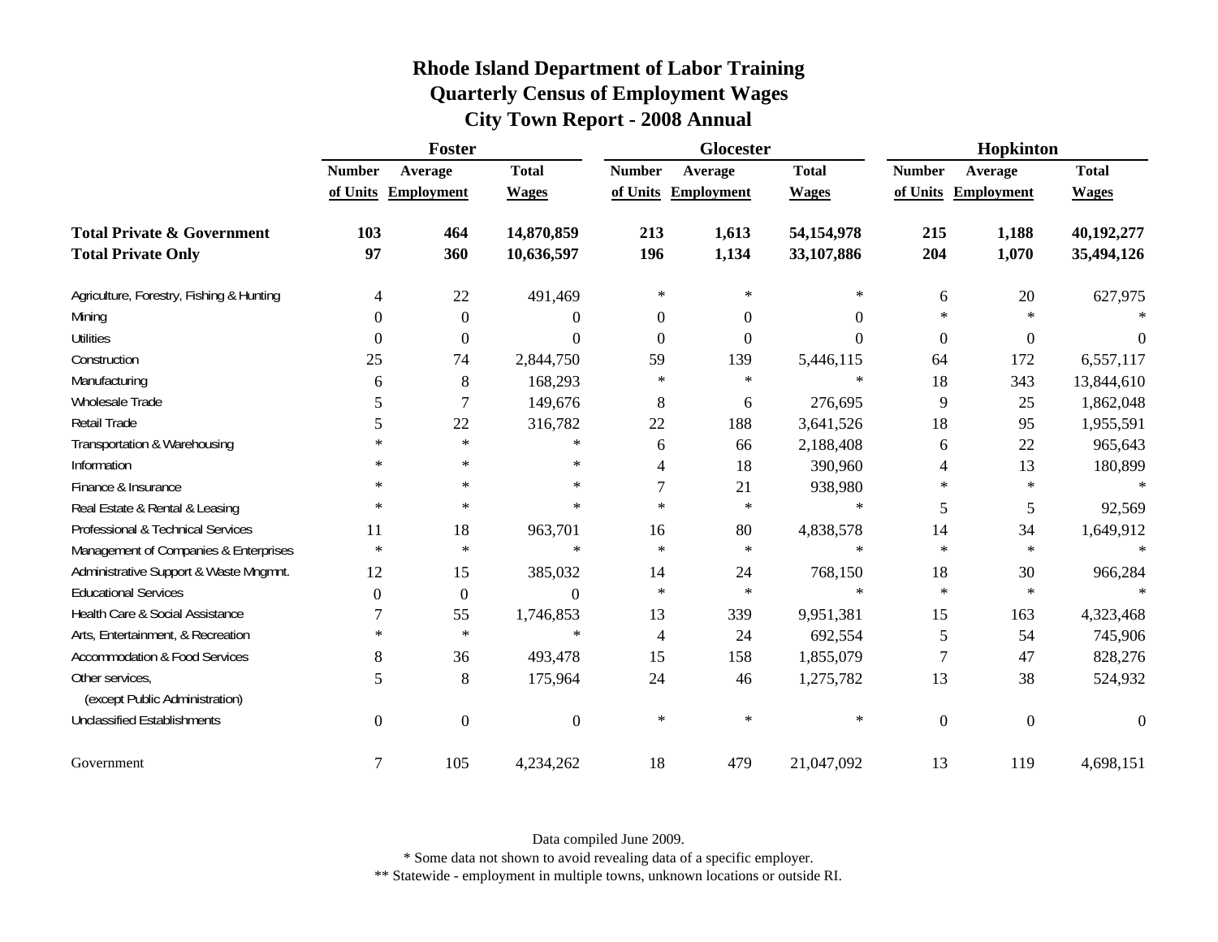# Rhode Island Department of Labor Training
## Quarterly Census of Employment Wages
## City Town Report - 2008 Annual

| | Foster | | | Glocester | | | Hopkinton | | |
|---|---|---|---|---|---|---|---|---|---|
| | Number of Units | Average Employment | Total Wages | Number of Units | Average Employment | Total Wages | Number of Units | Average Employment | Total Wages |
| **Total Private & Government** | **103** | **464** | **14,870,859** | **213** | **1,613** | **54,154,978** | **215** | **1,188** | **40,192,277** |
| **Total Private Only** | **97** | **360** | **10,636,597** | **196** | **1,134** | **33,107,886** | **204** | **1,070** | **35,494,126** |
| Agriculture, Forestry, Fishing & Hunting | 4 | 22 | 491,469 | * | * | * | 6 | 20 | 627,975 |
| Mining | 0 | 0 | 0 | 0 | 0 | 0 | * | * | * |
| Utilities | 0 | 0 | 0 | 0 | 0 | 0 | 0 | 0 | 0 |
| Construction | 25 | 74 | 2,844,750 | 59 | 139 | 5,446,115 | 64 | 172 | 6,557,117 |
| Manufacturing | 6 | 8 | 168,293 | * | * | * | 18 | 343 | 13,844,610 |
| Wholesale Trade | 5 | 7 | 149,676 | 8 | 6 | 276,695 | 9 | 25 | 1,862,048 |
| Retail Trade | 5 | 22 | 316,782 | 22 | 188 | 3,641,526 | 18 | 95 | 1,955,591 |
| Transportation & Warehousing | * | * | * | 6 | 66 | 2,188,408 | 6 | 22 | 965,643 |
| Information | * | * | * | 4 | 18 | 390,960 | 4 | 13 | 180,899 |
| Finance & Insurance | * | * | * | 7 | 21 | 938,980 | * | * | * |
| Real Estate & Rental & Leasing | * | * | * | * | * | * | 5 | 5 | 92,569 |
| Professional & Technical Services | 11 | 18 | 963,701 | 16 | 80 | 4,838,578 | 14 | 34 | 1,649,912 |
| Management of Companies & Enterprises | * | * | * | * | * | * | * | * | * |
| Administrative Support & Waste Mngmnt. | 12 | 15 | 385,032 | 14 | 24 | 768,150 | 18 | 30 | 966,284 |
| Educational Services | 0 | 0 | 0 | * | * | * | * | * | * |
| Health Care & Social Assistance | 7 | 55 | 1,746,853 | 13 | 339 | 9,951,381 | 15 | 163 | 4,323,468 |
| Arts, Entertainment, & Recreation | * | * | * | 4 | 24 | 692,554 | 5 | 54 | 745,906 |
| Accommodation & Food Services | 8 | 36 | 493,478 | 15 | 158 | 1,855,079 | 7 | 47 | 828,276 |
| Other services, (except Public Administration) | 5 | 8 | 175,964 | 24 | 46 | 1,275,782 | 13 | 38 | 524,932 |
| Unclassified Establishments | 0 | 0 | 0 | * | * | * | 0 | 0 | 0 |
| Government | 7 | 105 | 4,234,262 | 18 | 479 | 21,047,092 | 13 | 119 | 4,698,151 |

Data compiled June 2009.

* Some data not shown to avoid revealing data of a specific employer.

** Statewide - employment in multiple towns, unknown locations or outside RI.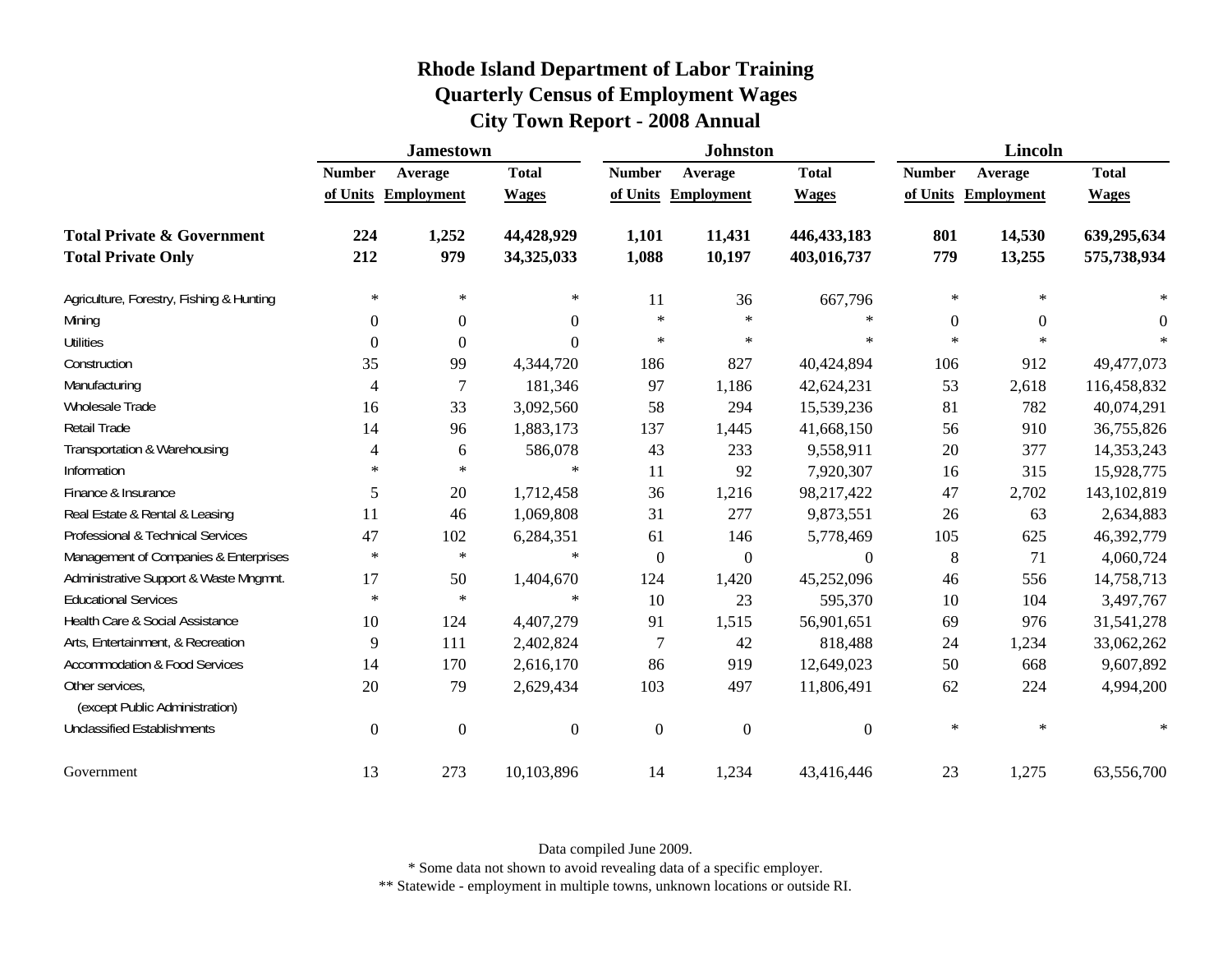# Rhode Island Department of Labor Training
## Quarterly Census of Employment Wages
## City Town Report - 2008 Annual

| | Jamestown | | | Johnston | | | Lincoln | | |
|---|---|---|---|---|---|---|---|---|---|
| | Number of Units | Average Employment | Total Wages | Number of Units | Average Employment | Total Wages | Number of Units | Average Employment | Total Wages |
| **Total Private & Government** | **224** | **1,252** | **44,428,929** | **1,101** | **11,431** | **446,433,183** | **801** | **14,530** | **639,295,634** |
| **Total Private Only** | **212** | **979** | **34,325,033** | **1,088** | **10,197** | **403,016,737** | **779** | **13,255** | **575,738,934** |
| Agriculture, Forestry, Fishing & Hunting | * | * | * | 11 | 36 | 667,796 | * | * | * |
| Mining | 0 | 0 | 0 | * | * | * | 0 | 0 | 0 |
| Utilities | 0 | 0 | 0 | * | * | * | * | * | * |
| Construction | 35 | 99 | 4,344,720 | 186 | 827 | 40,424,894 | 106 | 912 | 49,477,073 |
| Manufacturing | 4 | 7 | 181,346 | 97 | 1,186 | 42,624,231 | 53 | 2,618 | 116,458,832 |
| Wholesale Trade | 16 | 33 | 3,092,560 | 58 | 294 | 15,539,236 | 81 | 782 | 40,074,291 |
| Retail Trade | 14 | 96 | 1,883,173 | 137 | 1,445 | 41,668,150 | 56 | 910 | 36,755,826 |
| Transportation & Warehousing | 4 | 6 | 586,078 | 43 | 233 | 9,558,911 | 20 | 377 | 14,353,243 |
| Information | * | * | * | 11 | 92 | 7,920,307 | 16 | 315 | 15,928,775 |
| Finance & Insurance | 5 | 20 | 1,712,458 | 36 | 1,216 | 98,217,422 | 47 | 2,702 | 143,102,819 |
| Real Estate & Rental & Leasing | 11 | 46 | 1,069,808 | 31 | 277 | 9,873,551 | 26 | 63 | 2,634,883 |
| Professional & Technical Services | 47 | 102 | 6,284,351 | 61 | 146 | 5,778,469 | 105 | 625 | 46,392,779 |
| Management of Companies & Enterprises | * | * | * | 0 | 0 | 0 | 8 | 71 | 4,060,724 |
| Administrative Support & Waste Mngmnt. | 17 | 50 | 1,404,670 | 124 | 1,420 | 45,252,096 | 46 | 556 | 14,758,713 |
| Educational Services | * | * | * | 10 | 23 | 595,370 | 10 | 104 | 3,497,767 |
| Health Care & Social Assistance | 10 | 124 | 4,407,279 | 91 | 1,515 | 56,901,651 | 69 | 976 | 31,541,278 |
| Arts, Entertainment, & Recreation | 9 | 111 | 2,402,824 | 7 | 42 | 818,488 | 24 | 1,234 | 33,062,262 |
| Accommodation & Food Services | 14 | 170 | 2,616,170 | 86 | 919 | 12,649,023 | 50 | 668 | 9,607,892 |
| Other services, (except Public Administration) | 20 | 79 | 2,629,434 | 103 | 497 | 11,806,491 | 62 | 224 | 4,994,200 |
| Unclassified Establishments | 0 | 0 | 0 | 0 | 0 | 0 | * | * | * |
| Government | 13 | 273 | 10,103,896 | 14 | 1,234 | 43,416,446 | 23 | 1,275 | 63,556,700 |

Data compiled June 2009.

* Some data not shown to avoid revealing data of a specific employer.

** Statewide - employment in multiple towns, unknown locations or outside RI.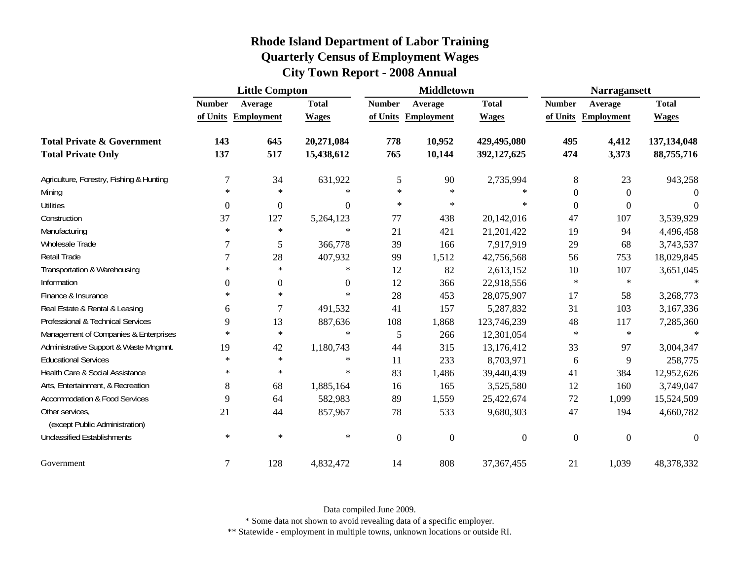# Rhode Island Department of Labor Training
## Quarterly Census of Employment Wages
## City Town Report - 2008 Annual

| | Little Compton | | | Middletown | | | Narragansett | | |
|---|---|---|---|---|---|---|---|---|---|
| | Number of Units | Average Employment | Total Wages | Number of Units | Average Employment | Total Wages | Number of Units | Average Employment | Total Wages |
| **Total Private & Government** | **143** | **645** | **20,271,084** | **778** | **10,952** | **429,495,080** | **495** | **4,412** | **137,134,048** |
| **Total Private Only** | **137** | **517** | **15,438,612** | **765** | **10,144** | **392,127,625** | **474** | **3,373** | **88,755,716** |
| Agriculture, Forestry, Fishing & Hunting | 7 | 34 | 631,922 | 5 | 90 | 2,735,994 | 8 | 23 | 943,258 |
| Mining | * | * | * | * | * | * | 0 | 0 | 0 |
| Utilities | 0 | 0 | 0 | * | * | * | 0 | 0 | 0 |
| Construction | 37 | 127 | 5,264,123 | 77 | 438 | 20,142,016 | 47 | 107 | 3,539,929 |
| Manufacturing | * | * | * | 21 | 421 | 21,201,422 | 19 | 94 | 4,496,458 |
| Wholesale Trade | 7 | 5 | 366,778 | 39 | 166 | 7,917,919 | 29 | 68 | 3,743,537 |
| Retail Trade | 7 | 28 | 407,932 | 99 | 1,512 | 42,756,568 | 56 | 753 | 18,029,845 |
| Transportation & Warehousing | * | * | * | 12 | 82 | 2,613,152 | 10 | 107 | 3,651,045 |
| Information | 0 | 0 | 0 | 12 | 366 | 22,918,556 | * | * | * |
| Finance & Insurance | * | * | * | 28 | 453 | 28,075,907 | 17 | 58 | 3,268,773 |
| Real Estate & Rental & Leasing | 6 | 7 | 491,532 | 41 | 157 | 5,287,832 | 31 | 103 | 3,167,336 |
| Professional & Technical Services | 9 | 13 | 887,636 | 108 | 1,868 | 123,746,239 | 48 | 117 | 7,285,360 |
| Management of Companies & Enterprises | * | * | * | 5 | 266 | 12,301,054 | * | * | * |
| Administrative Support & Waste Mngmnt. | 19 | 42 | 1,180,743 | 44 | 315 | 13,176,412 | 33 | 97 | 3,004,347 |
| Educational Services | * | * | * | 11 | 233 | 8,703,971 | 6 | 9 | 258,775 |
| Health Care & Social Assistance | * | * | * | 83 | 1,486 | 39,440,439 | 41 | 384 | 12,952,626 |
| Arts, Entertainment, & Recreation | 8 | 68 | 1,885,164 | 16 | 165 | 3,525,580 | 12 | 160 | 3,749,047 |
| Accommodation & Food Services | 9 | 64 | 582,983 | 89 | 1,559 | 25,422,674 | 72 | 1,099 | 15,524,509 |
| Other services, (except Public Administration) | 21 | 44 | 857,967 | 78 | 533 | 9,680,303 | 47 | 194 | 4,660,782 |
| Unclassified Establishments | * | * | * | 0 | 0 | 0 | 0 | 0 | 0 |
| Government | 7 | 128 | 4,832,472 | 14 | 808 | 37,367,455 | 21 | 1,039 | 48,378,332 |

Data compiled June 2009.

* Some data not shown to avoid revealing data of a specific employer.

** Statewide - employment in multiple towns, unknown locations or outside RI.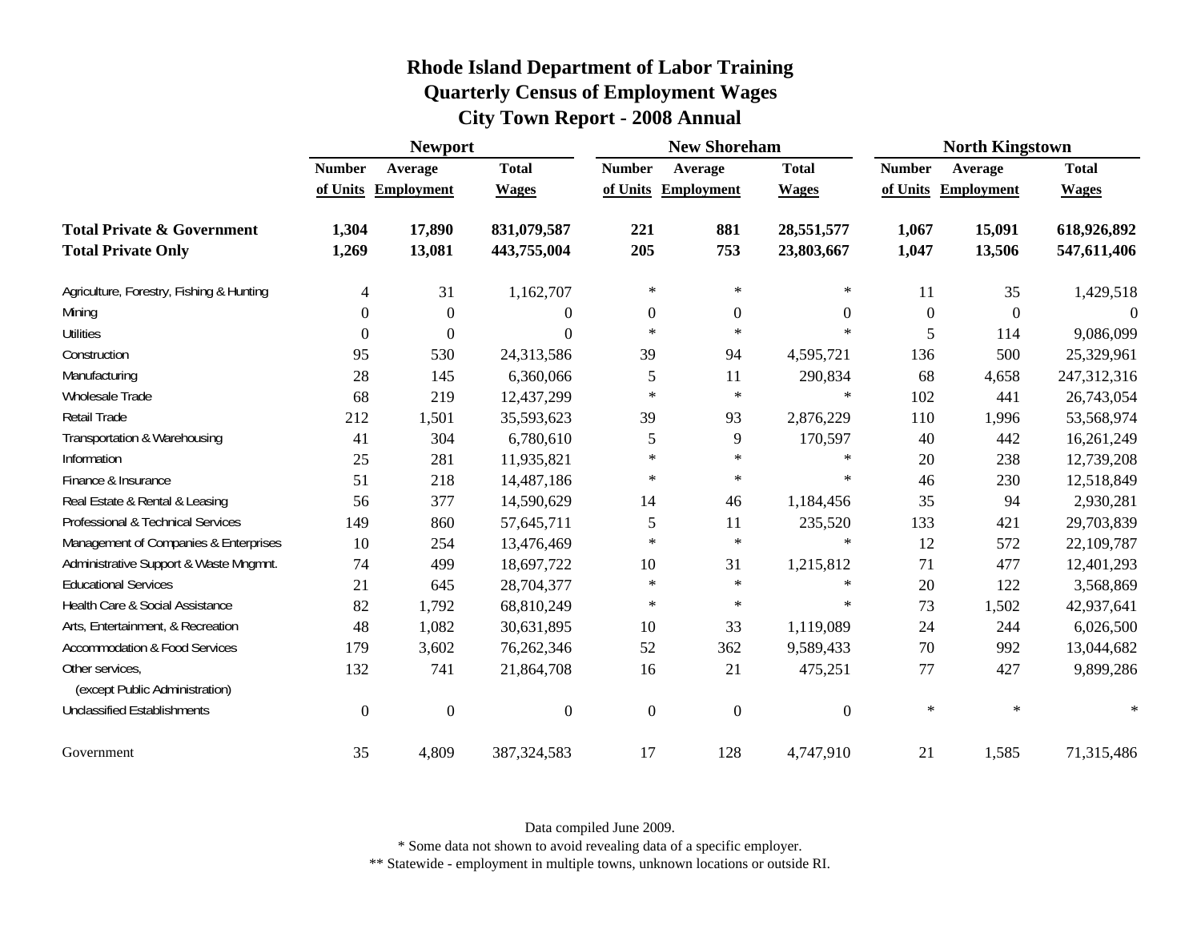# Rhode Island Department of Labor Training
## Quarterly Census of Employment Wages
## City Town Report - 2008 Annual

| | Newport | | | New Shoreham | | | North Kingstown | | |
|---|---|---|---|---|---|---|---|---|---|
| | Number of Units | Average Employment | Total Wages | Number of Units | Average Employment | Total Wages | Number of Units | Average Employment | Total Wages |
| **Total Private & Government** | **1,304** | **17,890** | **831,079,587** | **221** | **881** | **28,551,577** | **1,067** | **15,091** | **618,926,892** |
| **Total Private Only** | **1,269** | **13,081** | **443,755,004** | **205** | **753** | **23,803,667** | **1,047** | **13,506** | **547,611,406** |
| Agriculture, Forestry, Fishing & Hunting | 4 | 31 | 1,162,707 | * | * | * | 11 | 35 | 1,429,518 |
| Mining | 0 | 0 | 0 | 0 | 0 | 0 | 0 | 0 | 0 |
| Utilities | 0 | 0 | 0 | * | * | * | 5 | 114 | 9,086,099 |
| Construction | 95 | 530 | 24,313,586 | 39 | 94 | 4,595,721 | 136 | 500 | 25,329,961 |
| Manufacturing | 28 | 145 | 6,360,066 | 5 | 11 | 290,834 | 68 | 4,658 | 247,312,316 |
| Wholesale Trade | 68 | 219 | 12,437,299 | * | * | * | 102 | 441 | 26,743,054 |
| Retail Trade | 212 | 1,501 | 35,593,623 | 39 | 93 | 2,876,229 | 110 | 1,996 | 53,568,974 |
| Transportation & Warehousing | 41 | 304 | 6,780,610 | 5 | 9 | 170,597 | 40 | 442 | 16,261,249 |
| Information | 25 | 281 | 11,935,821 | * | * | * | 20 | 238 | 12,739,208 |
| Finance & Insurance | 51 | 218 | 14,487,186 | * | * | * | 46 | 230 | 12,518,849 |
| Real Estate & Rental & Leasing | 56 | 377 | 14,590,629 | 14 | 46 | 1,184,456 | 35 | 94 | 2,930,281 |
| Professional & Technical Services | 149 | 860 | 57,645,711 | 5 | 11 | 235,520 | 133 | 421 | 29,703,839 |
| Management of Companies & Enterprises | 10 | 254 | 13,476,469 | * | * | * | 12 | 572 | 22,109,787 |
| Administrative Support & Waste Mngmnt. | 74 | 499 | 18,697,722 | 10 | 31 | 1,215,812 | 71 | 477 | 12,401,293 |
| Educational Services | 21 | 645 | 28,704,377 | * | * | * | 20 | 122 | 3,568,869 |
| Health Care & Social Assistance | 82 | 1,792 | 68,810,249 | * | * | * | 73 | 1,502 | 42,937,641 |
| Arts, Entertainment, & Recreation | 48 | 1,082 | 30,631,895 | 10 | 33 | 1,119,089 | 24 | 244 | 6,026,500 |
| Accommodation & Food Services | 179 | 3,602 | 76,262,346 | 52 | 362 | 9,589,433 | 70 | 992 | 13,044,682 |
| Other services, (except Public Administration) | 132 | 741 | 21,864,708 | 16 | 21 | 475,251 | 77 | 427 | 9,899,286 |
| Unclassified Establishments | 0 | 0 | 0 | 0 | 0 | 0 | * | * | * |
| Government | 35 | 4,809 | 387,324,583 | 17 | 128 | 4,747,910 | 21 | 1,585 | 71,315,486 |

Data compiled June 2009.

* Some data not shown to avoid revealing data of a specific employer.

** Statewide - employment in multiple towns, unknown locations or outside RI.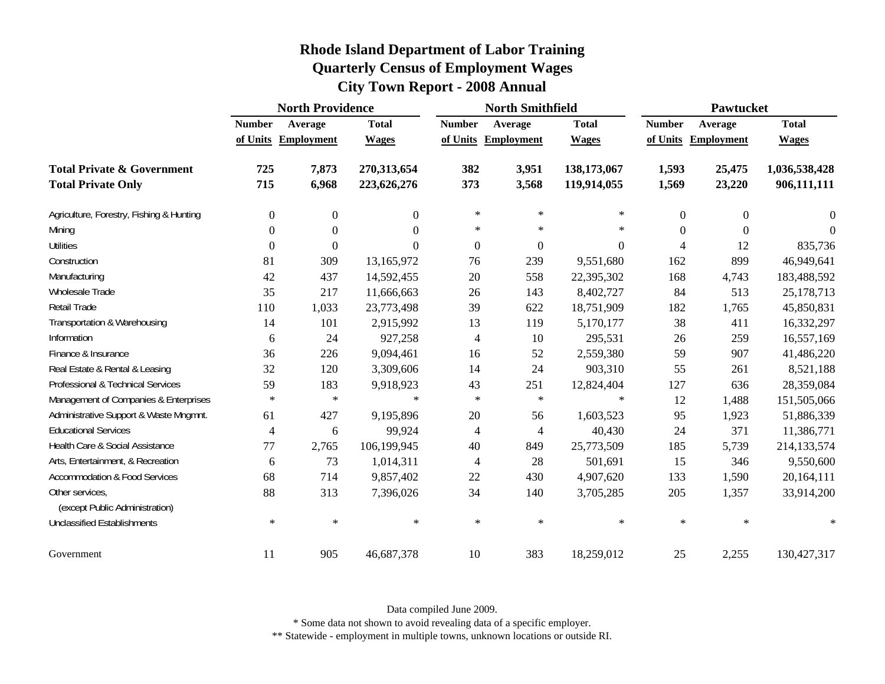# Rhode Island Department of Labor Training
## Quarterly Census of Employment Wages
## City Town Report - 2008 Annual

| | North Providence | | | North Smithfield | | | Pawtucket | | |
|---|---|---|---|---|---|---|---|---|---|
| | Number of Units | Average Employment | Total Wages | Number of Units | Average Employment | Total Wages | Number of Units | Average Employment | Total Wages |
| **Total Private & Government** | **725** | **7,873** | **270,313,654** | **382** | **3,951** | **138,173,067** | **1,593** | **25,475** | **1,036,538,428** |
| **Total Private Only** | **715** | **6,968** | **223,626,276** | **373** | **3,568** | **119,914,055** | **1,569** | **23,220** | **906,111,111** |
| Agriculture, Forestry, Fishing & Hunting | 0 | 0 | 0 | * | * | * | 0 | 0 | 0 |
| Mining | 0 | 0 | 0 | * | * | * | 0 | 0 | 0 |
| Utilities | 0 | 0 | 0 | 0 | 0 | 0 | 4 | 12 | 835,736 |
| Construction | 81 | 309 | 13,165,972 | 76 | 239 | 9,551,680 | 162 | 899 | 46,949,641 |
| Manufacturing | 42 | 437 | 14,592,455 | 20 | 558 | 22,395,302 | 168 | 4,743 | 183,488,592 |
| Wholesale Trade | 35 | 217 | 11,666,663 | 26 | 143 | 8,402,727 | 84 | 513 | 25,178,713 |
| Retail Trade | 110 | 1,033 | 23,773,498 | 39 | 622 | 18,751,909 | 182 | 1,765 | 45,850,831 |
| Transportation & Warehousing | 14 | 101 | 2,915,992 | 13 | 119 | 5,170,177 | 38 | 411 | 16,332,297 |
| Information | 6 | 24 | 927,258 | 4 | 10 | 295,531 | 26 | 259 | 16,557,169 |
| Finance & Insurance | 36 | 226 | 9,094,461 | 16 | 52 | 2,559,380 | 59 | 907 | 41,486,220 |
| Real Estate & Rental & Leasing | 32 | 120 | 3,309,606 | 14 | 24 | 903,310 | 55 | 261 | 8,521,188 |
| Professional & Technical Services | 59 | 183 | 9,918,923 | 43 | 251 | 12,824,404 | 127 | 636 | 28,359,084 |
| Management of Companies & Enterprises | * | * | * | * | * | * | 12 | 1,488 | 151,505,066 |
| Administrative Support & Waste Mngmnt. | 61 | 427 | 9,195,896 | 20 | 56 | 1,603,523 | 95 | 1,923 | 51,886,339 |
| Educational Services | 4 | 6 | 99,924 | 4 | 4 | 40,430 | 24 | 371 | 11,386,771 |
| Health Care & Social Assistance | 77 | 2,765 | 106,199,945 | 40 | 849 | 25,773,509 | 185 | 5,739 | 214,133,574 |
| Arts, Entertainment, & Recreation | 6 | 73 | 1,014,311 | 4 | 28 | 501,691 | 15 | 346 | 9,550,600 |
| Accommodation & Food Services | 68 | 714 | 9,857,402 | 22 | 430 | 4,907,620 | 133 | 1,590 | 20,164,111 |
| Other services, (except Public Administration) | 88 | 313 | 7,396,026 | 34 | 140 | 3,705,285 | 205 | 1,357 | 33,914,200 |
| Unclassified Establishments | * | * | * | * | * | * | * | * | * |
| Government | 11 | 905 | 46,687,378 | 10 | 383 | 18,259,012 | 25 | 2,255 | 130,427,317 |

Data compiled June 2009.

* Some data not shown to avoid revealing data of a specific employer.

** Statewide - employment in multiple towns, unknown locations or outside RI.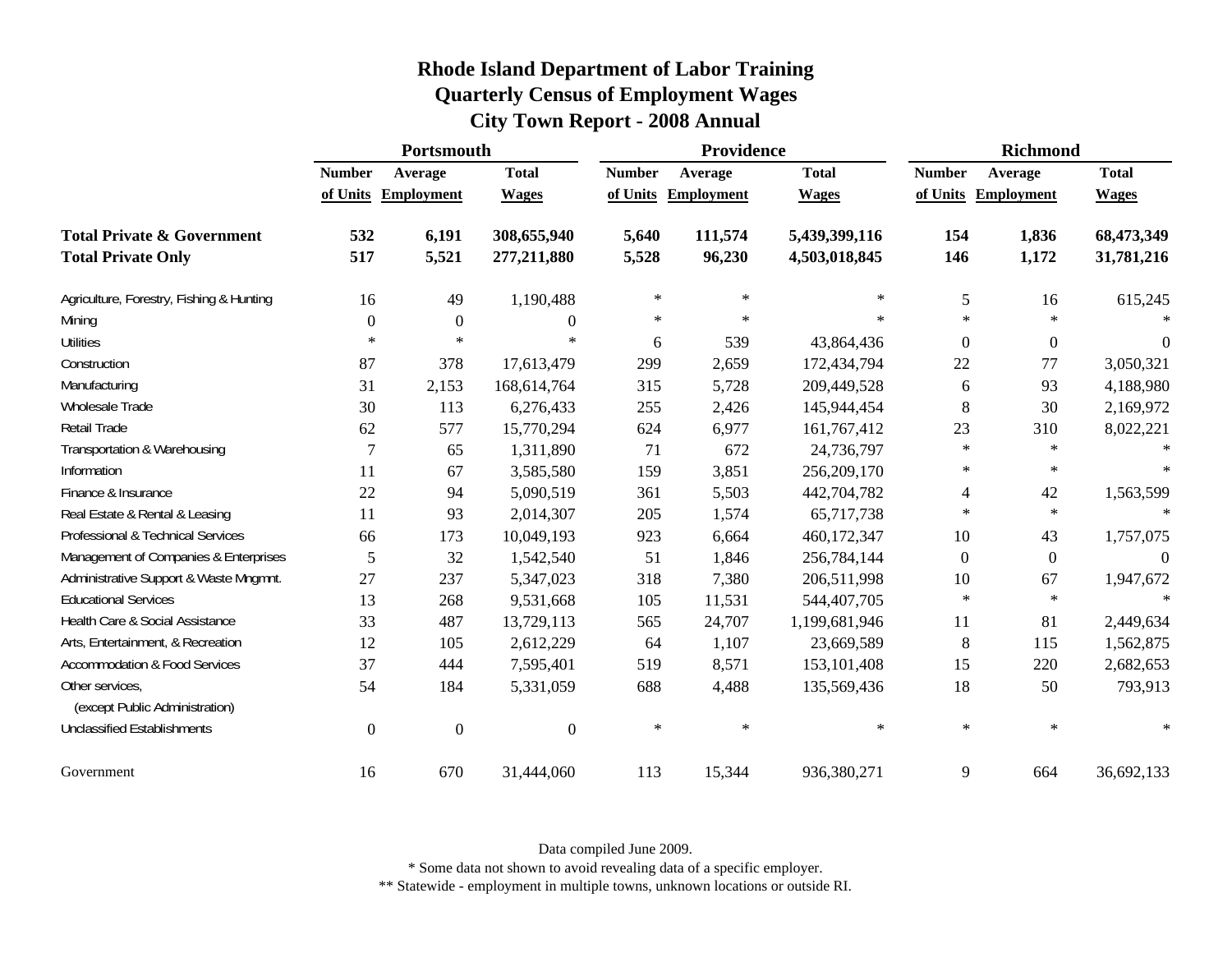# Rhode Island Department of Labor Training
## Quarterly Census of Employment Wages
## City Town Report - 2008 Annual

| | Portsmouth | | | Providence | | | Richmond | | |
|---|---|---|---|---|---|---|---|---|---|
| | Number of Units | Average Employment | Total Wages | Number of Units | Average Employment | Total Wages | Number of Units | Average Employment | Total Wages |
| **Total Private & Government** | **532** | **6,191** | **308,655,940** | **5,640** | **111,574** | **5,439,399,116** | **154** | **1,836** | **68,473,349** |
| **Total Private Only** | **517** | **5,521** | **277,211,880** | **5,528** | **96,230** | **4,503,018,845** | **146** | **1,172** | **31,781,216** |
| Agriculture, Forestry, Fishing & Hunting | 16 | 49 | 1,190,488 | * | * | * | 5 | 16 | 615,245 |
| Mining | 0 | 0 | 0 | * | * | * | * | * | * |
| Utilities | * | * | * | 6 | 539 | 43,864,436 | 0 | 0 | 0 |
| Construction | 87 | 378 | 17,613,479 | 299 | 2,659 | 172,434,794 | 22 | 77 | 3,050,321 |
| Manufacturing | 31 | 2,153 | 168,614,764 | 315 | 5,728 | 209,449,528 | 6 | 93 | 4,188,980 |
| Wholesale Trade | 30 | 113 | 6,276,433 | 255 | 2,426 | 145,944,454 | 8 | 30 | 2,169,972 |
| Retail Trade | 62 | 577 | 15,770,294 | 624 | 6,977 | 161,767,412 | 23 | 310 | 8,022,221 |
| Transportation & Warehousing | 7 | 65 | 1,311,890 | 71 | 672 | 24,736,797 | * | * | * |
| Information | 11 | 67 | 3,585,580 | 159 | 3,851 | 256,209,170 | * | * | * |
| Finance & Insurance | 22 | 94 | 5,090,519 | 361 | 5,503 | 442,704,782 | 4 | 42 | 1,563,599 |
| Real Estate & Rental & Leasing | 11 | 93 | 2,014,307 | 205 | 1,574 | 65,717,738 | * | * | * |
| Professional & Technical Services | 66 | 173 | 10,049,193 | 923 | 6,664 | 460,172,347 | 10 | 43 | 1,757,075 |
| Management of Companies & Enterprises | 5 | 32 | 1,542,540 | 51 | 1,846 | 256,784,144 | 0 | 0 | 0 |
| Administrative Support & Waste Mngmnt. | 27 | 237 | 5,347,023 | 318 | 7,380 | 206,511,998 | 10 | 67 | 1,947,672 |
| Educational Services | 13 | 268 | 9,531,668 | 105 | 11,531 | 544,407,705 | * | * | * |
| Health Care & Social Assistance | 33 | 487 | 13,729,113 | 565 | 24,707 | 1,199,681,946 | 11 | 81 | 2,449,634 |
| Arts, Entertainment, & Recreation | 12 | 105 | 2,612,229 | 64 | 1,107 | 23,669,589 | 8 | 115 | 1,562,875 |
| Accommodation & Food Services | 37 | 444 | 7,595,401 | 519 | 8,571 | 153,101,408 | 15 | 220 | 2,682,653 |
| Other services, (except Public Administration) | 54 | 184 | 5,331,059 | 688 | 4,488 | 135,569,436 | 18 | 50 | 793,913 |
| Unclassified Establishments | 0 | 0 | 0 | * | * | * | * | * | * |
| Government | 16 | 670 | 31,444,060 | 113 | 15,344 | 936,380,271 | 9 | 664 | 36,692,133 |

Data compiled June 2009.

* Some data not shown to avoid revealing data of a specific employer.

** Statewide - employment in multiple towns, unknown locations or outside RI.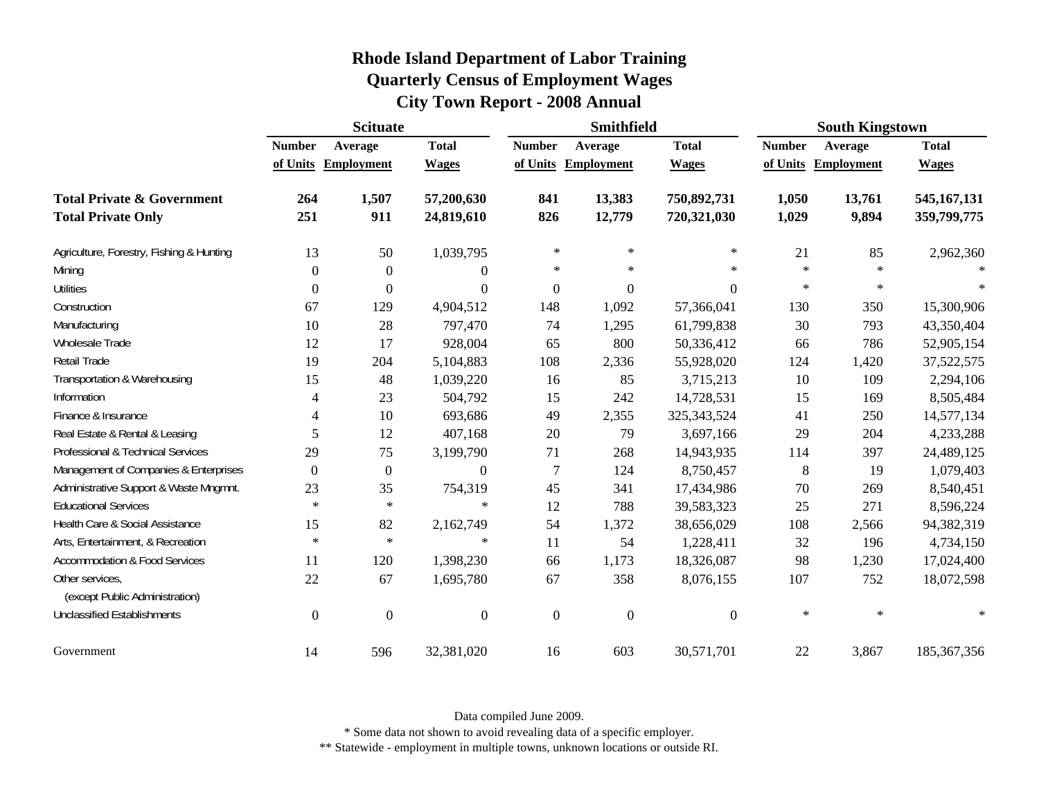# Rhode Island Department of Labor Training
## Quarterly Census of Employment Wages
## City Town Report - 2008 Annual

| | Scituate | | | Smithfield | | | South Kingstown | | |
|---|---|---|---|---|---|---|---|---|---|
| | Number of Units | Average Employment | Total Wages | Number of Units | Average Employment | Total Wages | Number of Units | Average Employment | Total Wages |
| **Total Private & Government** | **264** | **1,507** | **57,200,630** | **841** | **13,383** | **750,892,731** | **1,050** | **13,761** | **545,167,131** |
| **Total Private Only** | **251** | **911** | **24,819,610** | **826** | **12,779** | **720,321,030** | **1,029** | **9,894** | **359,799,775** |
| Agriculture, Forestry, Fishing & Hunting | 13 | 50 | 1,039,795 | * | * | * | 21 | 85 | 2,962,360 |
| Mining | 0 | 0 | 0 | * | * | * | * | * | * |
| Utilities | 0 | 0 | 0 | 0 | 0 | 0 | * | * | * |
| Construction | 67 | 129 | 4,904,512 | 148 | 1,092 | 57,366,041 | 130 | 350 | 15,300,906 |
| Manufacturing | 10 | 28 | 797,470 | 74 | 1,295 | 61,799,838 | 30 | 793 | 43,350,404 |
| Wholesale Trade | 12 | 17 | 928,004 | 65 | 800 | 50,336,412 | 66 | 786 | 52,905,154 |
| Retail Trade | 19 | 204 | 5,104,883 | 108 | 2,336 | 55,928,020 | 124 | 1,420 | 37,522,575 |
| Transportation & Warehousing | 15 | 48 | 1,039,220 | 16 | 85 | 3,715,213 | 10 | 109 | 2,294,106 |
| Information | 4 | 23 | 504,792 | 15 | 242 | 14,728,531 | 15 | 169 | 8,505,484 |
| Finance & Insurance | 4 | 10 | 693,686 | 49 | 2,355 | 325,343,524 | 41 | 250 | 14,577,134 |
| Real Estate & Rental & Leasing | 5 | 12 | 407,168 | 20 | 79 | 3,697,166 | 29 | 204 | 4,233,288 |
| Professional & Technical Services | 29 | 75 | 3,199,790 | 71 | 268 | 14,943,935 | 114 | 397 | 24,489,125 |
| Management of Companies & Enterprises | 0 | 0 | 0 | 7 | 124 | 8,750,457 | 8 | 19 | 1,079,403 |
| Administrative Support & Waste Mngmnt. | 23 | 35 | 754,319 | 45 | 341 | 17,434,986 | 70 | 269 | 8,540,451 |
| Educational Services | * | * | * | 12 | 788 | 39,583,323 | 25 | 271 | 8,596,224 |
| Health Care & Social Assistance | 15 | 82 | 2,162,749 | 54 | 1,372 | 38,656,029 | 108 | 2,566 | 94,382,319 |
| Arts, Entertainment, & Recreation | * | * | * | 11 | 54 | 1,228,411 | 32 | 196 | 4,734,150 |
| Accommodation & Food Services | 11 | 120 | 1,398,230 | 66 | 1,173 | 18,326,087 | 98 | 1,230 | 17,024,400 |
| Other services, (except Public Administration) | 22 | 67 | 1,695,780 | 67 | 358 | 8,076,155 | 107 | 752 | 18,072,598 |
| Unclassified Establishments | 0 | 0 | 0 | 0 | 0 | 0 | * | * | * |
| Government | 14 | 596 | 32,381,020 | 16 | 603 | 30,571,701 | 22 | 3,867 | 185,367,356 |

Data compiled June 2009.

* Some data not shown to avoid revealing data of a specific employer.

** Statewide - employment in multiple towns, unknown locations or outside RI.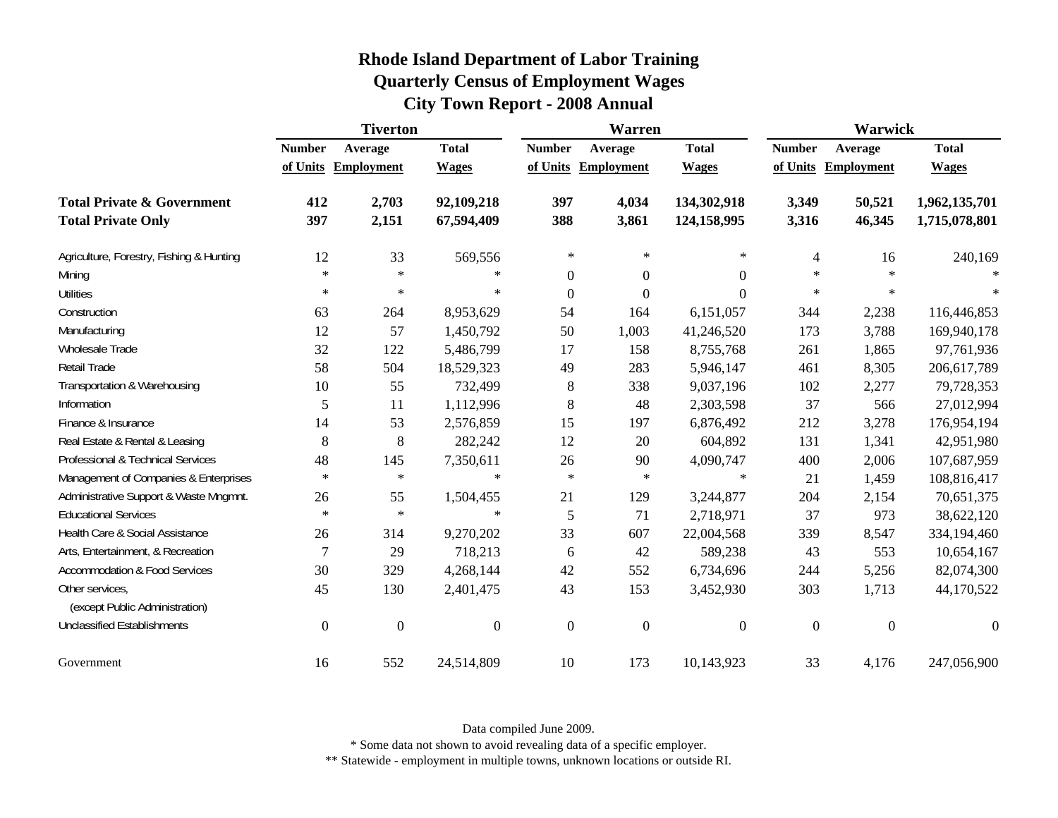# Rhode Island Department of Labor Training
## Quarterly Census of Employment Wages
## City Town Report - 2008 Annual

| | Tiverton | | | Warren | | | Warwick | | |
|---|---|---|---|---|---|---|---|---|---|
| | Number of Units | Average Employment | Total Wages | Number of Units | Average Employment | Total Wages | Number of Units | Average Employment | Total Wages |
| **Total Private & Government** | **412** | **2,703** | **92,109,218** | **397** | **4,034** | **134,302,918** | **3,349** | **50,521** | **1,962,135,701** |
| **Total Private Only** | **397** | **2,151** | **67,594,409** | **388** | **3,861** | **124,158,995** | **3,316** | **46,345** | **1,715,078,801** |
| Agriculture, Forestry, Fishing & Hunting | 12 | 33 | 569,556 | * | * | * | 4 | 16 | 240,169 |
| Mining | * | * | * | 0 | 0 | 0 | * | * | * |
| Utilities | * | * | * | 0 | 0 | 0 | * | * | * |
| Construction | 63 | 264 | 8,953,629 | 54 | 164 | 6,151,057 | 344 | 2,238 | 116,446,853 |
| Manufacturing | 12 | 57 | 1,450,792 | 50 | 1,003 | 41,246,520 | 173 | 3,788 | 169,940,178 |
| Wholesale Trade | 32 | 122 | 5,486,799 | 17 | 158 | 8,755,768 | 261 | 1,865 | 97,761,936 |
| Retail Trade | 58 | 504 | 18,529,323 | 49 | 283 | 5,946,147 | 461 | 8,305 | 206,617,789 |
| Transportation & Warehousing | 10 | 55 | 732,499 | 8 | 338 | 9,037,196 | 102 | 2,277 | 79,728,353 |
| Information | 5 | 11 | 1,112,996 | 8 | 48 | 2,303,598 | 37 | 566 | 27,012,994 |
| Finance & Insurance | 14 | 53 | 2,576,859 | 15 | 197 | 6,876,492 | 212 | 3,278 | 176,954,194 |
| Real Estate & Rental & Leasing | 8 | 8 | 282,242 | 12 | 20 | 604,892 | 131 | 1,341 | 42,951,980 |
| Professional & Technical Services | 48 | 145 | 7,350,611 | 26 | 90 | 4,090,747 | 400 | 2,006 | 107,687,959 |
| Management of Companies & Enterprises | * | * | * | * | * | * | 21 | 1,459 | 108,816,417 |
| Administrative Support & Waste Mngmnt. | 26 | 55 | 1,504,455 | 21 | 129 | 3,244,877 | 204 | 2,154 | 70,651,375 |
| Educational Services | * | * | * | 5 | 71 | 2,718,971 | 37 | 973 | 38,622,120 |
| Health Care & Social Assistance | 26 | 314 | 9,270,202 | 33 | 607 | 22,004,568 | 339 | 8,547 | 334,194,460 |
| Arts, Entertainment, & Recreation | 7 | 29 | 718,213 | 6 | 42 | 589,238 | 43 | 553 | 10,654,167 |
| Accommodation & Food Services | 30 | 329 | 4,268,144 | 42 | 552 | 6,734,696 | 244 | 5,256 | 82,074,300 |
| Other services, (except Public Administration) | 45 | 130 | 2,401,475 | 43 | 153 | 3,452,930 | 303 | 1,713 | 44,170,522 |
| Unclassified Establishments | 0 | 0 | 0 | 0 | 0 | 0 | 0 | 0 | 0 |
| Government | 16 | 552 | 24,514,809 | 10 | 173 | 10,143,923 | 33 | 4,176 | 247,056,900 |

Data compiled June 2009.

* Some data not shown to avoid revealing data of a specific employer.

** Statewide - employment in multiple towns, unknown locations or outside RI.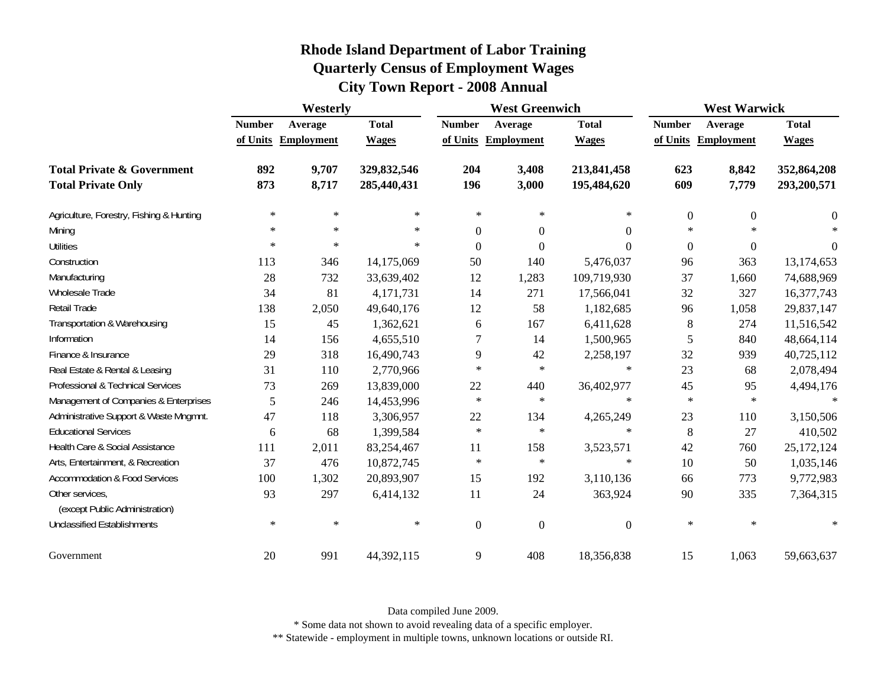# Rhode Island Department of Labor Training
## Quarterly Census of Employment Wages
## City Town Report - 2008 Annual

| | Westerly | | | West Greenwich | | | West Warwick | | |
|---|---|---|---|---|---|---|---|---|---|
| | Number of Units | Average Employment | Total Wages | Number of Units | Average Employment | Total Wages | Number of Units | Average Employment | Total Wages |
| **Total Private & Government** | **892** | **9,707** | **329,832,546** | **204** | **3,408** | **213,841,458** | **623** | **8,842** | **352,864,208** |
| **Total Private Only** | **873** | **8,717** | **285,440,431** | **196** | **3,000** | **195,484,620** | **609** | **7,779** | **293,200,571** |
| Agriculture, Forestry, Fishing & Hunting | * | * | * | * | * | * | 0 | 0 | 0 |
| Mining | * | * | * | 0 | 0 | 0 | * | * | * |
| Utilities | * | * | * | 0 | 0 | 0 | 0 | 0 | 0 |
| Construction | 113 | 346 | 14,175,069 | 50 | 140 | 5,476,037 | 96 | 363 | 13,174,653 |
| Manufacturing | 28 | 732 | 33,639,402 | 12 | 1,283 | 109,719,930 | 37 | 1,660 | 74,688,969 |
| Wholesale Trade | 34 | 81 | 4,171,731 | 14 | 271 | 17,566,041 | 32 | 327 | 16,377,743 |
| Retail Trade | 138 | 2,050 | 49,640,176 | 12 | 58 | 1,182,685 | 96 | 1,058 | 29,837,147 |
| Transportation & Warehousing | 15 | 45 | 1,362,621 | 6 | 167 | 6,411,628 | 8 | 274 | 11,516,542 |
| Information | 14 | 156 | 4,655,510 | 7 | 14 | 1,500,965 | 5 | 840 | 48,664,114 |
| Finance & Insurance | 29 | 318 | 16,490,743 | 9 | 42 | 2,258,197 | 32 | 939 | 40,725,112 |
| Real Estate & Rental & Leasing | 31 | 110 | 2,770,966 | * | * | * | 23 | 68 | 2,078,494 |
| Professional & Technical Services | 73 | 269 | 13,839,000 | 22 | 440 | 36,402,977 | 45 | 95 | 4,494,176 |
| Management of Companies & Enterprises | 5 | 246 | 14,453,996 | * | * | * | * | * | * |
| Administrative Support & Waste Mngmnt. | 47 | 118 | 3,306,957 | 22 | 134 | 4,265,249 | 23 | 110 | 3,150,506 |
| Educational Services | 6 | 68 | 1,399,584 | * | * | * | 8 | 27 | 410,502 |
| Health Care & Social Assistance | 111 | 2,011 | 83,254,467 | 11 | 158 | 3,523,571 | 42 | 760 | 25,172,124 |
| Arts, Entertainment, & Recreation | 37 | 476 | 10,872,745 | * | * | * | 10 | 50 | 1,035,146 |
| Accommodation & Food Services | 100 | 1,302 | 20,893,907 | 15 | 192 | 3,110,136 | 66 | 773 | 9,772,983 |
| Other services, (except Public Administration) | 93 | 297 | 6,414,132 | 11 | 24 | 363,924 | 90 | 335 | 7,364,315 |
| Unclassified Establishments | * | * | * | 0 | 0 | 0 | * | * | * |
| Government | 20 | 991 | 44,392,115 | 9 | 408 | 18,356,838 | 15 | 1,063 | 59,663,637 |

Data compiled June 2009.

* Some data not shown to avoid revealing data of a specific employer.

** Statewide - employment in multiple towns, unknown locations or outside RI.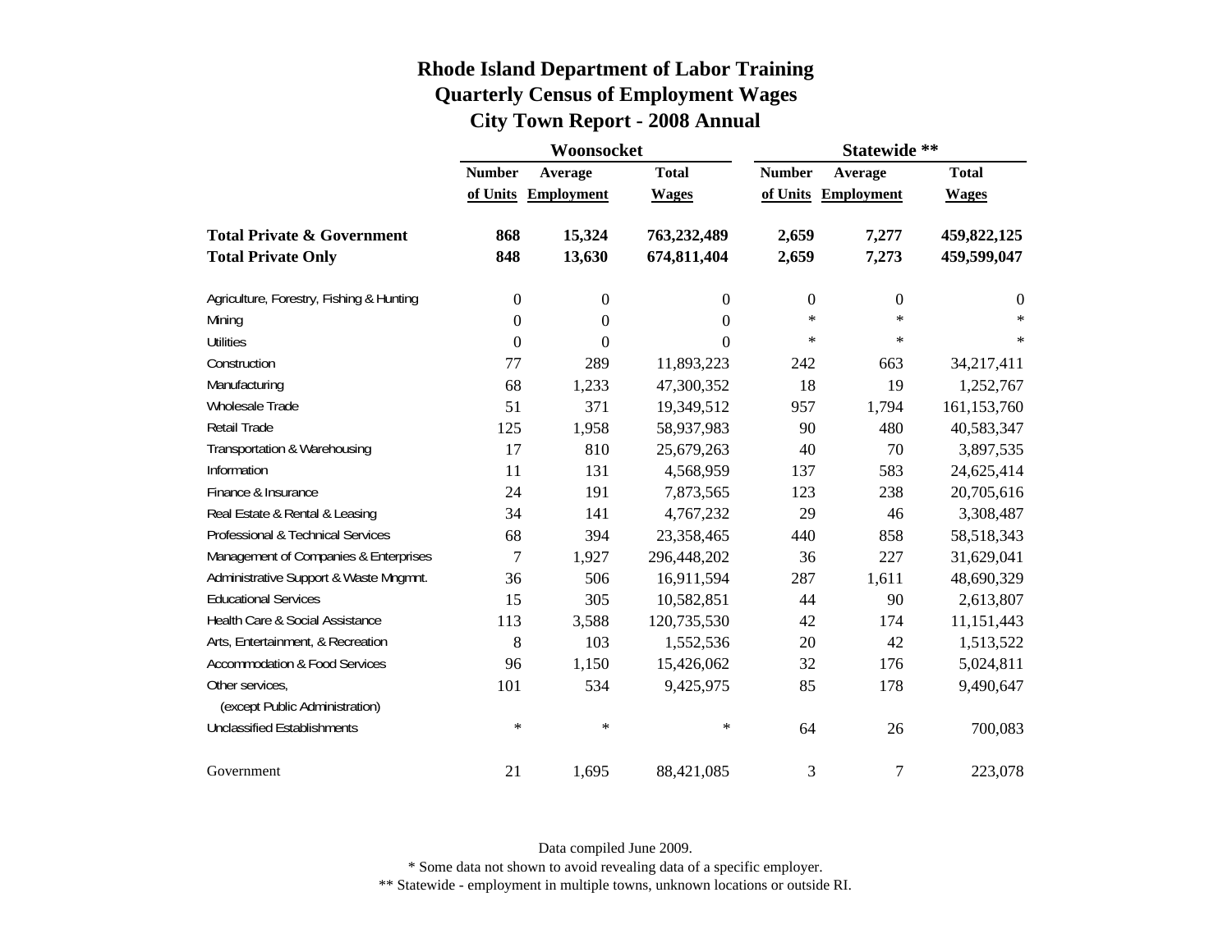# Rhode Island Department of Labor Training
## Quarterly Census of Employment Wages
## City Town Report - 2008 Annual

| | Woonsocket | | | Statewide ** | | |
|---|---|---|---|---|---|---|
| | Number of Units | Average Employment | Total Wages | Number of Units | Average Employment | Total Wages |
| **Total Private & Government** | **868** | **15,324** | **763,232,489** | **2,659** | **7,277** | **459,822,125** |
| **Total Private Only** | **848** | **13,630** | **674,811,404** | **2,659** | **7,273** | **459,599,047** |
| Agriculture, Forestry, Fishing & Hunting | 0 | 0 | 0 | 0 | 0 | 0 |
| Mining | 0 | 0 | 0 | * | * | * |
| Utilities | 0 | 0 | 0 | * | * | * |
| Construction | 77 | 289 | 11,893,223 | 242 | 663 | 34,217,411 |
| Manufacturing | 68 | 1,233 | 47,300,352 | 18 | 19 | 1,252,767 |
| Wholesale Trade | 51 | 371 | 19,349,512 | 957 | 1,794 | 161,153,760 |
| Retail Trade | 125 | 1,958 | 58,937,983 | 90 | 480 | 40,583,347 |
| Transportation & Warehousing | 17 | 810 | 25,679,263 | 40 | 70 | 3,897,535 |
| Information | 11 | 131 | 4,568,959 | 137 | 583 | 24,625,414 |
| Finance & Insurance | 24 | 191 | 7,873,565 | 123 | 238 | 20,705,616 |
| Real Estate & Rental & Leasing | 34 | 141 | 4,767,232 | 29 | 46 | 3,308,487 |
| Professional & Technical Services | 68 | 394 | 23,358,465 | 440 | 858 | 58,518,343 |
| Management of Companies & Enterprises | 7 | 1,927 | 296,448,202 | 36 | 227 | 31,629,041 |
| Administrative Support & Waste Mngmnt. | 36 | 506 | 16,911,594 | 287 | 1,611 | 48,690,329 |
| Educational Services | 15 | 305 | 10,582,851 | 44 | 90 | 2,613,807 |
| Health Care & Social Assistance | 113 | 3,588 | 120,735,530 | 42 | 174 | 11,151,443 |
| Arts, Entertainment, & Recreation | 8 | 103 | 1,552,536 | 20 | 42 | 1,513,522 |
| Accommodation & Food Services | 96 | 1,150 | 15,426,062 | 32 | 176 | 5,024,811 |
| Other services, (except Public Administration) | 101 | 534 | 9,425,975 | 85 | 178 | 9,490,647 |
| Unclassified Establishments | * | * | * | 64 | 26 | 700,083 |
| Government | 21 | 1,695 | 88,421,085 | 3 | 7 | 223,078 |

Data compiled June 2009.

* Some data not shown to avoid revealing data of a specific employer.

** Statewide - employment in multiple towns, unknown locations or outside RI.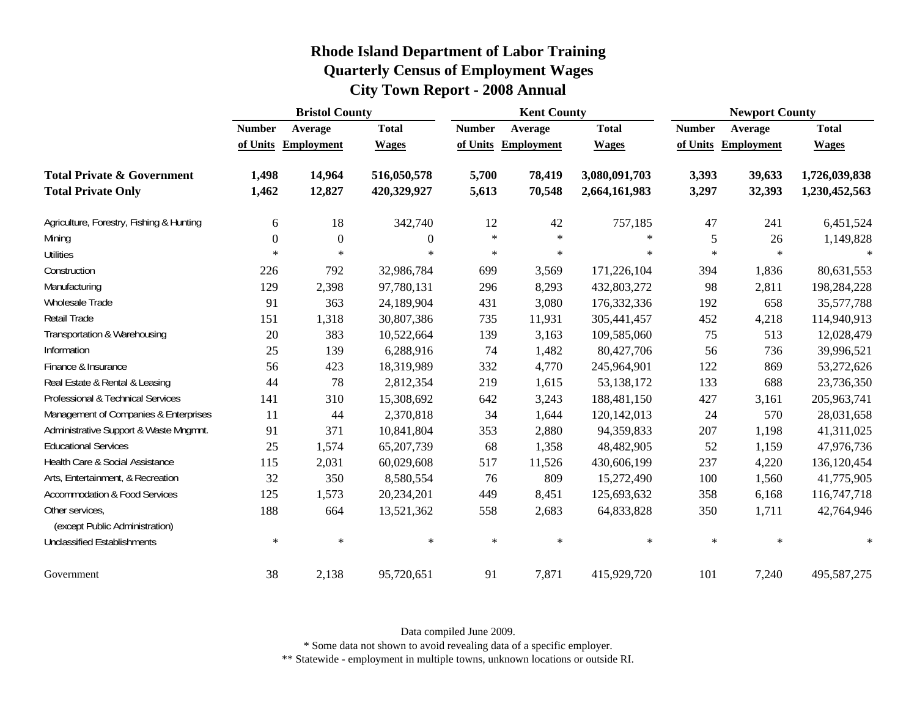# Rhode Island Department of Labor Training
## Quarterly Census of Employment Wages
## City Town Report - 2008 Annual

| | Bristol County | | | Kent County | | | Newport County | | |
|---|---|---|---|---|---|---|---|---|---|
| | Number of Units | Average Employment | Total Wages | Number of Units | Average Employment | Total Wages | Number of Units | Average Employment | Total Wages |
| **Total Private & Government** | **1,498** | **14,964** | **516,050,578** | **5,700** | **78,419** | **3,080,091,703** | **3,393** | **39,633** | **1,726,039,838** |
| **Total Private Only** | **1,462** | **12,827** | **420,329,927** | **5,613** | **70,548** | **2,664,161,983** | **3,297** | **32,393** | **1,230,452,563** |
| Agriculture, Forestry, Fishing & Hunting | 6 | 18 | 342,740 | 12 | 42 | 757,185 | 47 | 241 | 6,451,524 |
| Mining | 0 | 0 | 0 | * | * | * | 5 | 26 | 1,149,828 |
| Utilities | * | * | * | * | * | * | * | * | * |
| Construction | 226 | 792 | 32,986,784 | 699 | 3,569 | 171,226,104 | 394 | 1,836 | 80,631,553 |
| Manufacturing | 129 | 2,398 | 97,780,131 | 296 | 8,293 | 432,803,272 | 98 | 2,811 | 198,284,228 |
| Wholesale Trade | 91 | 363 | 24,189,904 | 431 | 3,080 | 176,332,336 | 192 | 658 | 35,577,788 |
| Retail Trade | 151 | 1,318 | 30,807,386 | 735 | 11,931 | 305,441,457 | 452 | 4,218 | 114,940,913 |
| Transportation & Warehousing | 20 | 383 | 10,522,664 | 139 | 3,163 | 109,585,060 | 75 | 513 | 12,028,479 |
| Information | 25 | 139 | 6,288,916 | 74 | 1,482 | 80,427,706 | 56 | 736 | 39,996,521 |
| Finance & Insurance | 56 | 423 | 18,319,989 | 332 | 4,770 | 245,964,901 | 122 | 869 | 53,272,626 |
| Real Estate & Rental & Leasing | 44 | 78 | 2,812,354 | 219 | 1,615 | 53,138,172 | 133 | 688 | 23,736,350 |
| Professional & Technical Services | 141 | 310 | 15,308,692 | 642 | 3,243 | 188,481,150 | 427 | 3,161 | 205,963,741 |
| Management of Companies & Enterprises | 11 | 44 | 2,370,818 | 34 | 1,644 | 120,142,013 | 24 | 570 | 28,031,658 |
| Administrative Support & Waste Mngmnt. | 91 | 371 | 10,841,804 | 353 | 2,880 | 94,359,833 | 207 | 1,198 | 41,311,025 |
| Educational Services | 25 | 1,574 | 65,207,739 | 68 | 1,358 | 48,482,905 | 52 | 1,159 | 47,976,736 |
| Health Care & Social Assistance | 115 | 2,031 | 60,029,608 | 517 | 11,526 | 430,606,199 | 237 | 4,220 | 136,120,454 |
| Arts, Entertainment, & Recreation | 32 | 350 | 8,580,554 | 76 | 809 | 15,272,490 | 100 | 1,560 | 41,775,905 |
| Accommodation & Food Services | 125 | 1,573 | 20,234,201 | 449 | 8,451 | 125,693,632 | 358 | 6,168 | 116,747,718 |
| Other services, (except Public Administration) | 188 | 664 | 13,521,362 | 558 | 2,683 | 64,833,828 | 350 | 1,711 | 42,764,946 |
| Unclassified Establishments | * | * | * | * | * | * | * | * | * |
| Government | 38 | 2,138 | 95,720,651 | 91 | 7,871 | 415,929,720 | 101 | 7,240 | 495,587,275 |

Data compiled June 2009.

* Some data not shown to avoid revealing data of a specific employer.

** Statewide - employment in multiple towns, unknown locations or outside RI.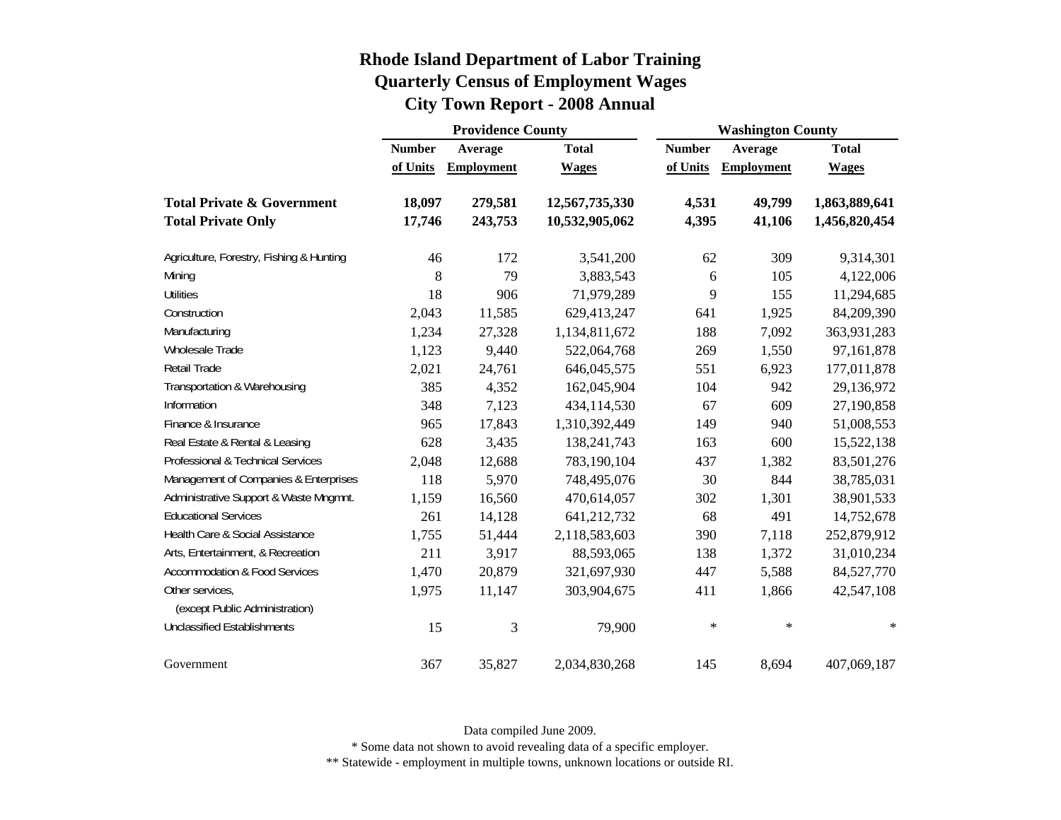# Rhode Island Department of Labor Training
## Quarterly Census of Employment Wages
## City Town Report - 2008 Annual

| | Providence County | | | Washington County | | |
|---|---|---|---|---|---|---|
| | Number of Units | Average Employment | Total Wages | Number of Units | Average Employment | Total Wages |
| **Total Private & Government** | **18,097** | **279,581** | **12,567,735,330** | **4,531** | **49,799** | **1,863,889,641** |
| **Total Private Only** | **17,746** | **243,753** | **10,532,905,062** | **4,395** | **41,106** | **1,456,820,454** |
| Agriculture, Forestry, Fishing & Hunting | 46 | 172 | 3,541,200 | 62 | 309 | 9,314,301 |
| Mining | 8 | 79 | 3,883,543 | 6 | 105 | 4,122,006 |
| Utilities | 18 | 906 | 71,979,289 | 9 | 155 | 11,294,685 |
| Construction | 2,043 | 11,585 | 629,413,247 | 641 | 1,925 | 84,209,390 |
| Manufacturing | 1,234 | 27,328 | 1,134,811,672 | 188 | 7,092 | 363,931,283 |
| Wholesale Trade | 1,123 | 9,440 | 522,064,768 | 269 | 1,550 | 97,161,878 |
| Retail Trade | 2,021 | 24,761 | 646,045,575 | 551 | 6,923 | 177,011,878 |
| Transportation & Warehousing | 385 | 4,352 | 162,045,904 | 104 | 942 | 29,136,972 |
| Information | 348 | 7,123 | 434,114,530 | 67 | 609 | 27,190,858 |
| Finance & Insurance | 965 | 17,843 | 1,310,392,449 | 149 | 940 | 51,008,553 |
| Real Estate & Rental & Leasing | 628 | 3,435 | 138,241,743 | 163 | 600 | 15,522,138 |
| Professional & Technical Services | 2,048 | 12,688 | 783,190,104 | 437 | 1,382 | 83,501,276 |
| Management of Companies & Enterprises | 118 | 5,970 | 748,495,076 | 30 | 844 | 38,785,031 |
| Administrative Support & Waste Mngmnt. | 1,159 | 16,560 | 470,614,057 | 302 | 1,301 | 38,901,533 |
| Educational Services | 261 | 14,128 | 641,212,732 | 68 | 491 | 14,752,678 |
| Health Care & Social Assistance | 1,755 | 51,444 | 2,118,583,603 | 390 | 7,118 | 252,879,912 |
| Arts, Entertainment, & Recreation | 211 | 3,917 | 88,593,065 | 138 | 1,372 | 31,010,234 |
| Accommodation & Food Services | 1,470 | 20,879 | 321,697,930 | 447 | 5,588 | 84,527,770 |
| Other services, (except Public Administration) | 1,975 | 11,147 | 303,904,675 | 411 | 1,866 | 42,547,108 |
| Unclassified Establishments | 15 | 3 | 79,900 | * | * | * |
| Government | 367 | 35,827 | 2,034,830,268 | 145 | 8,694 | 407,069,187 |

Data compiled June 2009.

* Some data not shown to avoid revealing data of a specific employer.

** Statewide - employment in multiple towns, unknown locations or outside RI.